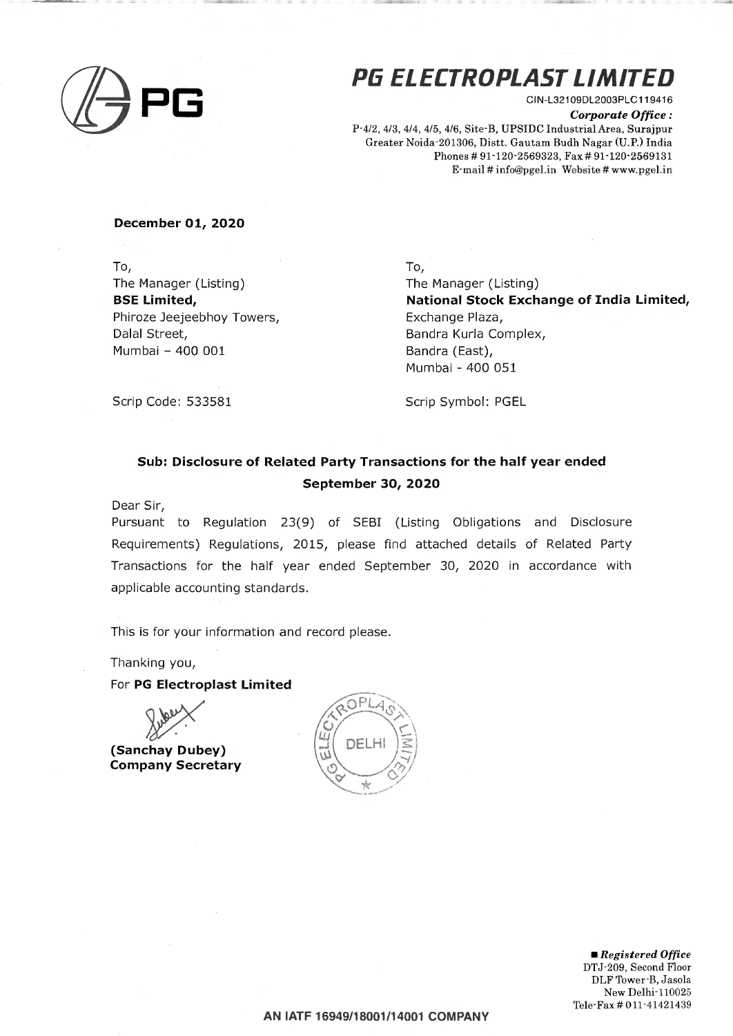# PG ELECTROPLAST LIMITED

CIN-L32109DL2003PLC119416

***Corporate Office :***

P-4/2, 4/3, 4/4, 4/5, 4/6, Site-B, UPSIDC Industrial Area, Surajpur
Greater Noida-201306, Distt. Gautam Budh Nagar (U.P.) India
Phones # 91-120-2569323, Fax # 91-120-2569131
E-mail # info@pgel.in Website # www.pgel.in

**December 01, 2020**

To,
The Manager (Listing)
**BSE Limited,**
Phiroze Jeejeebhoy Towers,
Dalal Street,
Mumbai – 400 001

Scrip Code: 533581

To,
The Manager (Listing)
**National Stock Exchange of India Limited,**
Exchange Plaza,
Bandra Kurla Complex,
Bandra (East),
Mumbai - 400 051

Scrip Symbol: PGEL

**Sub: Disclosure of Related Party Transactions for the half year ended September 30, 2020**

Dear Sir,

Pursuant to Regulation 23(9) of SEBI (Listing Obligations and Disclosure Requirements) Regulations, 2015, please find attached details of Related Party Transactions for the half year ended September 30, 2020 in accordance with applicable accounting standards.

This is for your information and record please.

Thanking you,

For **PG Electroplast Limited**

**(Sanchay Dubey)**
**Company Secretary**

■ ***Registered Office***
DTJ-209, Second Floor
DLF Tower-B, Jasola
New Delhi-110025
Tele-Fax # 011-41421439

**AN IATF 16949/18001/14001 COMPANY**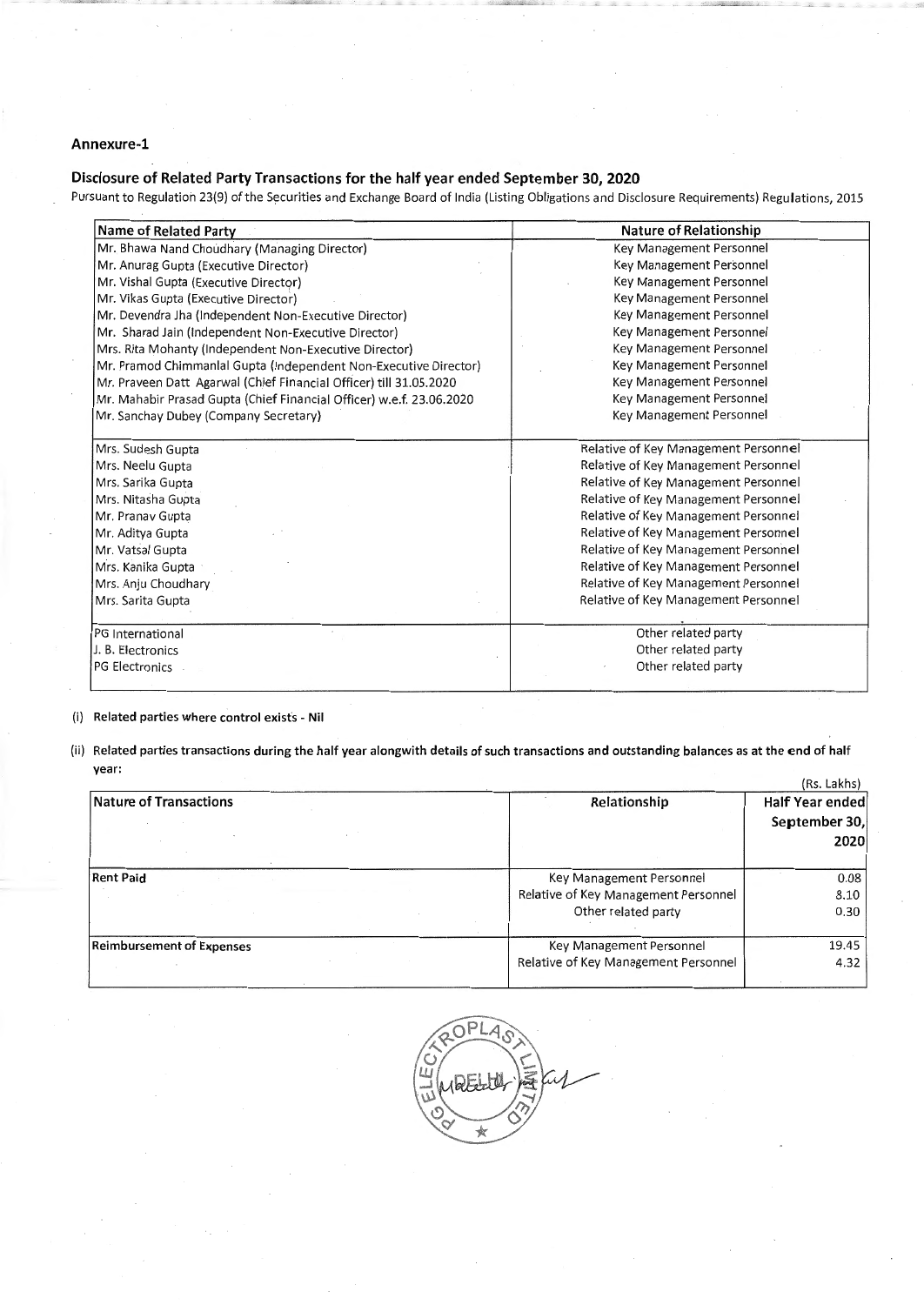## Annexure-1

### Disclosure of Related Party Transactions for the half year ended September 30, 2020

Pursuant to Regulation 23(9) of the Securities and Exchange Board of India (Listing Obligations and Disclosure Requirements) Regulations, 2015

| Name of Related Party | Nature of Relationship |
|---|---|
| Mr. Bhawa Nand Choudhary (Managing Director) | Key Management Personnel |
| Mr. Anurag Gupta (Executive Director) | Key Management Personnel |
| Mr. Vishal Gupta (Executive Director) | Key Management Personnel |
| Mr. Vikas Gupta (Executive Director) | Key Management Personnel |
| Mr. Devendra Jha (Independent Non-Executive Director) | Key Management Personnel |
| Mr. Sharad Jain (Independent Non-Executive Director) | Key Management Personnel |
| Mrs. Rita Mohanty (Independent Non-Executive Director) | Key Management Personnel |
| Mr. Pramod Chimmanlal Gupta (Independent Non-Executive Director) | Key Management Personnel |
| Mr. Praveen Datt Agarwal (Chief Financial Officer) till 31.05.2020 | Key Management Personnel |
| Mr. Mahabir Prasad Gupta (Chief Financial Officer) w.e.f. 23.06.2020 | Key Management Personnel |
| Mr. Sanchay Dubey (Company Secretary) | Key Management Personnel |
| Mrs. Sudesh Gupta | Relative of Key Management Personnel |
| Mrs. Neelu Gupta | Relative of Key Management Personnel |
| Mrs. Sarika Gupta | Relative of Key Management Personnel |
| Mrs. Nitasha Gupta | Relative of Key Management Personnel |
| Mr. Pranav Gupta | Relative of Key Management Personnel |
| Mr. Aditya Gupta | Relative of Key Management Personnel |
| Mr. Vatsal Gupta | Relative of Key Management Personnel |
| Mrs. Kanika Gupta | Relative of Key Management Personnel |
| Mrs. Anju Choudhary | Relative of Key Management Personnel |
| Mrs. Sarita Gupta | Relative of Key Management Personnel |
| PG International | Other related party |
| J. B. Electronics | Other related party |
| PG Electronics | Other related party |

(i) **Related parties where control exists - Nil**

(ii) **Related parties transactions during the half year alongwith details of such transactions and outstanding balances as at the end of half year:**

(Rs. Lakhs)

| Nature of Transactions | Relationship | Half Year ended September 30, 2020 |
|---|---|---|
| **Rent Paid** | Key Management Personnel | 0.08 |
| | Relative of Key Management Personnel | 8.10 |
| | Other related party | 0.30 |
| **Reimbursement of Expenses** | Key Management Personnel | 19.45 |
| | Relative of Key Management Personnel | 4.32 |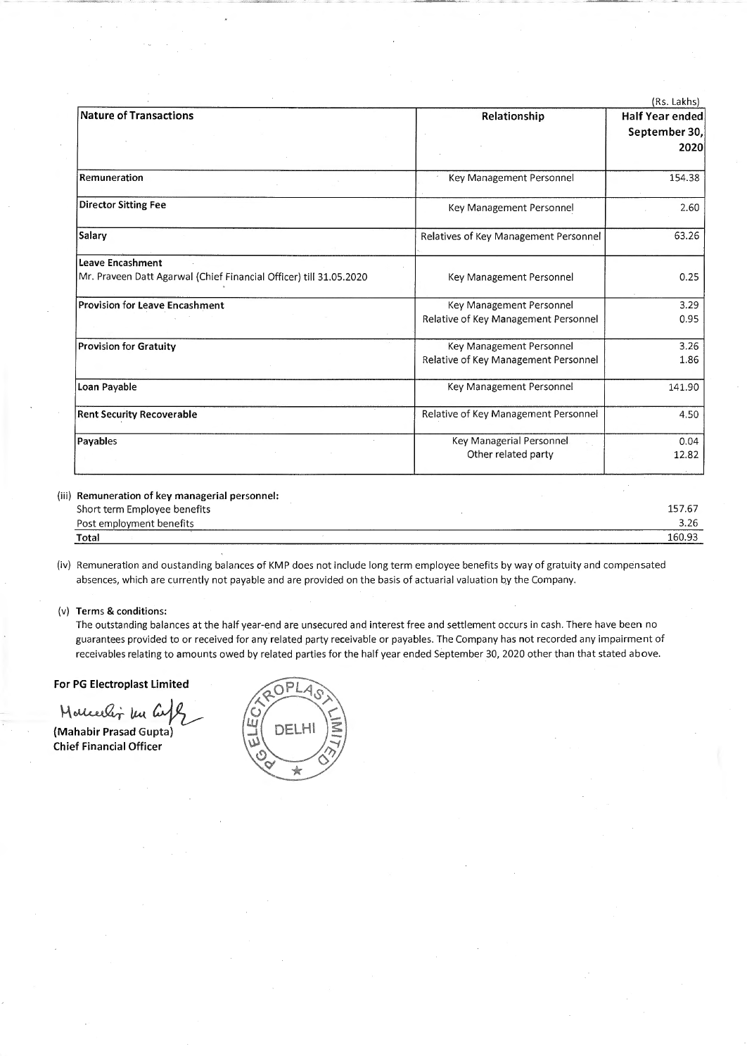(Rs. Lakhs)

| Nature of Transactions | Relationship | Half Year ended September 30, 2020 |
|---|---|---|
| Remuneration | Key Management Personnel | 154.38 |
| Director Sitting Fee | Key Management Personnel | 2.60 |
| Salary | Relatives of Key Management Personnel | 63.26 |
| Leave Encashment<br>Mr. Praveen Datt Agarwal (Chief Financial Officer) till 31.05.2020 | Key Management Personnel | 0.25 |
| Provision for Leave Encashment | Key Management Personnel<br>Relative of Key Management Personnel | 3.29<br>0.95 |
| Provision for Gratuity | Key Management Personnel<br>Relative of Key Management Personnel | 3.26<br>1.86 |
| Loan Payable | Key Management Personnel | 141.90 |
| Rent Security Recoverable | Relative of Key Management Personnel | 4.50 |
| Payables | Key Managerial Personnel<br>Other related party | 0.04<br>12.82 |

(iii) **Remuneration of key managerial personnel:**

| | |
|---|---|
| Short term Employee benefits | 157.67 |
| Post employment benefits | 3.26 |
| **Total** | 160.93 |

(iv) Remuneration and oustanding balances of KMP does not include long term employee benefits by way of gratuity and compensated absences, which are currently not payable and are provided on the basis of actuarial valuation by the Company.

(v) **Terms & conditions:**

The outstanding balances at the half year-end are unsecured and interest free and settlement occurs in cash. There have been no guarantees provided to or received for any related party receivable or payables. The Company has not recorded any impairment of receivables relating to amounts owed by related parties for the half year ended September 30, 2020 other than that stated above.

**For PG Electroplast Limited**

**(Mahabir Prasad Gupta)**
**Chief Financial Officer**